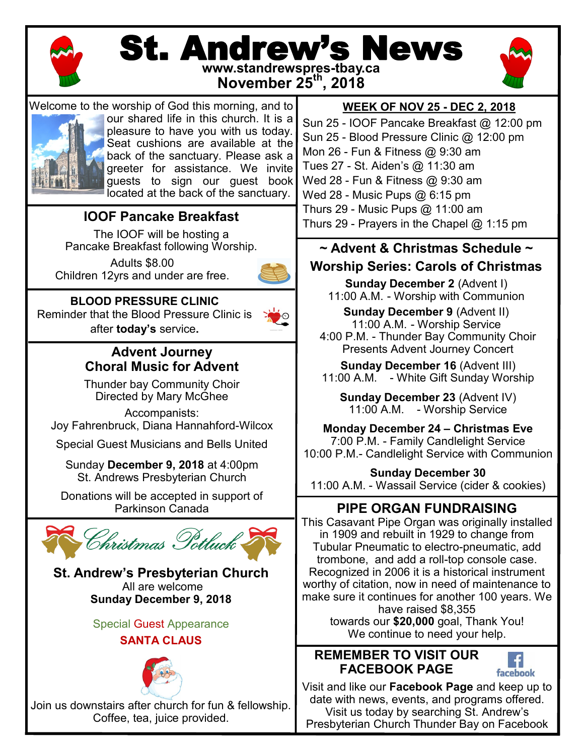# St. Andrew's News

www.standrewspres-tbay.ca

November 25th, 2018

Welcome to the worship of God this morning, and to our shared life in this church. It is a pleasure to have you with us today. Seat cushions are available at the back of the sanctuary. Please ask a greeter for assistance. We invite guests to sign our guest book located at the back of the sanctuary.

## IOOF Pancake Breakfast

The IOOF will be hosting a Pancake Breakfast following Worship.

Adults $8.00
Children 12yrs and under are free.

## BLOOD PRESSURE CLINIC

Reminder that the Blood Pressure Clinic is after **today's** service**.**

## Advent Journey
## Choral Music for Advent

Thunder bay Community Choir
Directed by Mary McGhee

Accompanists:
Joy Fahrenbruck, Diana Hannahford-Wilcox

Special Guest Musicians and Bells United

Sunday **December 9, 2018** at 4:00pm
St. Andrews Presbyterian Church

Donations will be accepted in support of Parkinson Canada

## *Christmas Potluck*

**St. Andrew's Presbyterian Church**

All are welcome

**Sunday December 9, 2018**

Special Guest Appearance

**SANTA CLAUS**

Join us downstairs after church for fun & fellowship. Coffee, tea, juice provided.

## WEEK OF NOV 25 - DEC 2, 2018

Sun 25 - IOOF Pancake Breakfast @ 12:00 pm
Sun 25 - Blood Pressure Clinic @ 12:00 pm
Mon 26 - Fun & Fitness @ 9:30 am
Tues 27 - St. Aiden's @ 11:30 am
Wed 28 - Fun & Fitness @ 9:30 am
Wed 28 - Music Pups @ 6:15 pm
Thurs 29 - Music Pups @ 11:00 am
Thurs 29 - Prayers in the Chapel @ 1:15 pm

## ~ Advent & Christmas Schedule ~
## Worship Series: Carols of Christmas

**Sunday December 2** (Advent I)
11:00 A.M. - Worship with Communion

**Sunday December 9** (Advent II)
11:00 A.M. - Worship Service
4:00 P.M. - Thunder Bay Community Choir Presents Advent Journey Concert

**Sunday December 16** (Advent III)
11:00 A.M. - White Gift Sunday Worship

**Sunday December 23** (Advent IV)
11:00 A.M. - Worship Service

**Monday December 24 – Christmas Eve**
7:00 P.M. - Family Candlelight Service
10:00 P.M.- Candlelight Service with Communion

**Sunday December 30**
11:00 A.M. - Wassail Service (cider & cookies)

## PIPE ORGAN FUNDRAISING

This Casavant Pipe Organ was originally installed in 1909 and rebuilt in 1929 to change from Tubular Pneumatic to electro-pneumatic, add trombone, and add a roll-top console case. Recognized in 2006 it is a historical instrument worthy of citation, now in need of maintenance to make sure it continues for another 100 years. We have raised $8,355 towards our **$20,000** goal, Thank You! We continue to need your help.

## REMEMBER TO VISIT OUR FACEBOOK PAGE

Visit and like our **Facebook Page** and keep up to date with news, events, and programs offered. Visit us today by searching St. Andrew's Presbyterian Church Thunder Bay on Facebook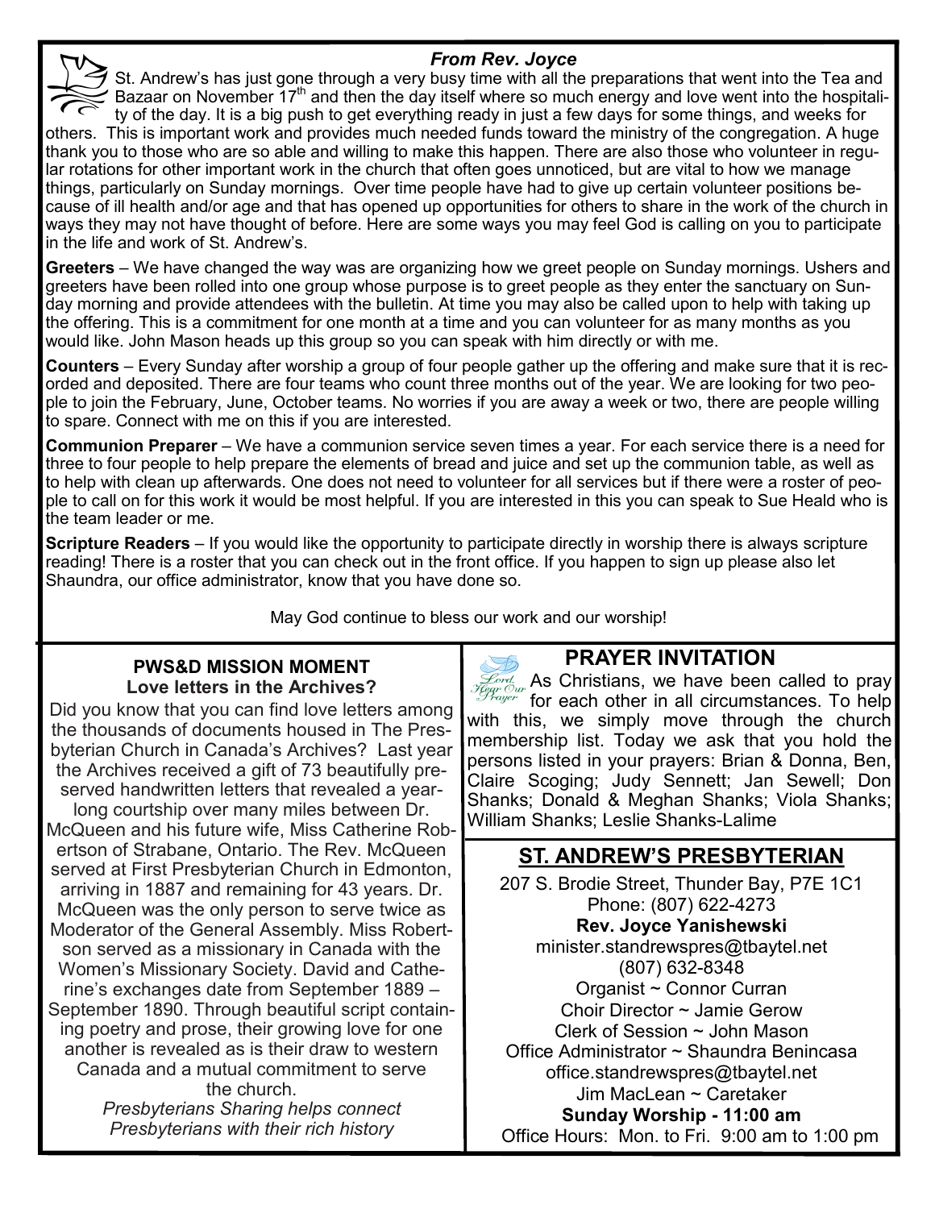### *From Rev. Joyce*

St. Andrew's has just gone through a very busy time with all the preparations that went into the Tea and Bazaar on November 17th and then the day itself where so much energy and love went into the hospitality of the day. It is a big push to get everything ready in just a few days for some things, and weeks for others. This is important work and provides much needed funds toward the ministry of the congregation. A huge thank you to those who are so able and willing to make this happen. There are also those who volunteer in regular rotations for other important work in the church that often goes unnoticed, but are vital to how we manage things, particularly on Sunday mornings. Over time people have had to give up certain volunteer positions because of ill health and/or age and that has opened up opportunities for others to share in the work of the church in ways they may not have thought of before. Here are some ways you may feel God is calling on you to participate in the life and work of St. Andrew's.

**Greeters** – We have changed the way was are organizing how we greet people on Sunday mornings. Ushers and greeters have been rolled into one group whose purpose is to greet people as they enter the sanctuary on Sunday morning and provide attendees with the bulletin. At time you may also be called upon to help with taking up the offering. This is a commitment for one month at a time and you can volunteer for as many months as you would like. John Mason heads up this group so you can speak with him directly or with me.

**Counters** – Every Sunday after worship a group of four people gather up the offering and make sure that it is recorded and deposited. There are four teams who count three months out of the year. We are looking for two people to join the February, June, October teams. No worries if you are away a week or two, there are people willing to spare. Connect with me on this if you are interested.

**Communion Preparer** – We have a communion service seven times a year. For each service there is a need for three to four people to help prepare the elements of bread and juice and set up the communion table, as well as to help with clean up afterwards. One does not need to volunteer for all services but if there were a roster of people to call on for this work it would be most helpful. If you are interested in this you can speak to Sue Heald who is the team leader or me.

**Scripture Readers** – If you would like the opportunity to participate directly in worship there is always scripture reading! There is a roster that you can check out in the front office. If you happen to sign up please also let Shaundra, our office administrator, know that you have done so.

May God continue to bless our work and our worship!

### PWS&D MISSION MOMENT
**Love letters in the Archives?**

Did you know that you can find love letters among the thousands of documents housed in The Presbyterian Church in Canada's Archives? Last year the Archives received a gift of 73 beautifully preserved handwritten letters that revealed a year-long courtship over many miles between Dr. McQueen and his future wife, Miss Catherine Robertson of Strabane, Ontario. The Rev. McQueen served at First Presbyterian Church in Edmonton, arriving in 1887 and remaining for 43 years. Dr. McQueen was the only person to serve twice as Moderator of the General Assembly. Miss Robertson served as a missionary in Canada with the Women's Missionary Society. David and Catherine's exchanges date from September 1889 – September 1890. Through beautiful script containing poetry and prose, their growing love for one another is revealed as is their draw to western Canada and a mutual commitment to serve the church.

*Presbyterians Sharing helps connect Presbyterians with their rich history*

## PRAYER INVITATION

As Christians, we have been called to pray for each other in all circumstances. To help with this, we simply move through the church membership list. Today we ask that you hold the persons listed in your prayers: Brian & Donna, Ben, Claire Scoging; Judy Sennett; Jan Sewell; Don Shanks; Donald & Meghan Shanks; Viola Shanks; William Shanks; Leslie Shanks-Lalime

## ST. ANDREW'S PRESBYTERIAN

207 S. Brodie Street, Thunder Bay, P7E 1C1
Phone: (807) 622-4273
**Rev. Joyce Yanishewski**
minister.standrewspres@tbaytel.net
(807) 632-8348
Organist ~ Connor Curran
Choir Director ~ Jamie Gerow
Clerk of Session ~ John Mason
Office Administrator ~ Shaundra Benincasa
office.standrewspres@tbaytel.net
Jim MacLean ~ Caretaker
**Sunday Worship - 11:00 am**
Office Hours: Mon. to Fri. 9:00 am to 1:00 pm